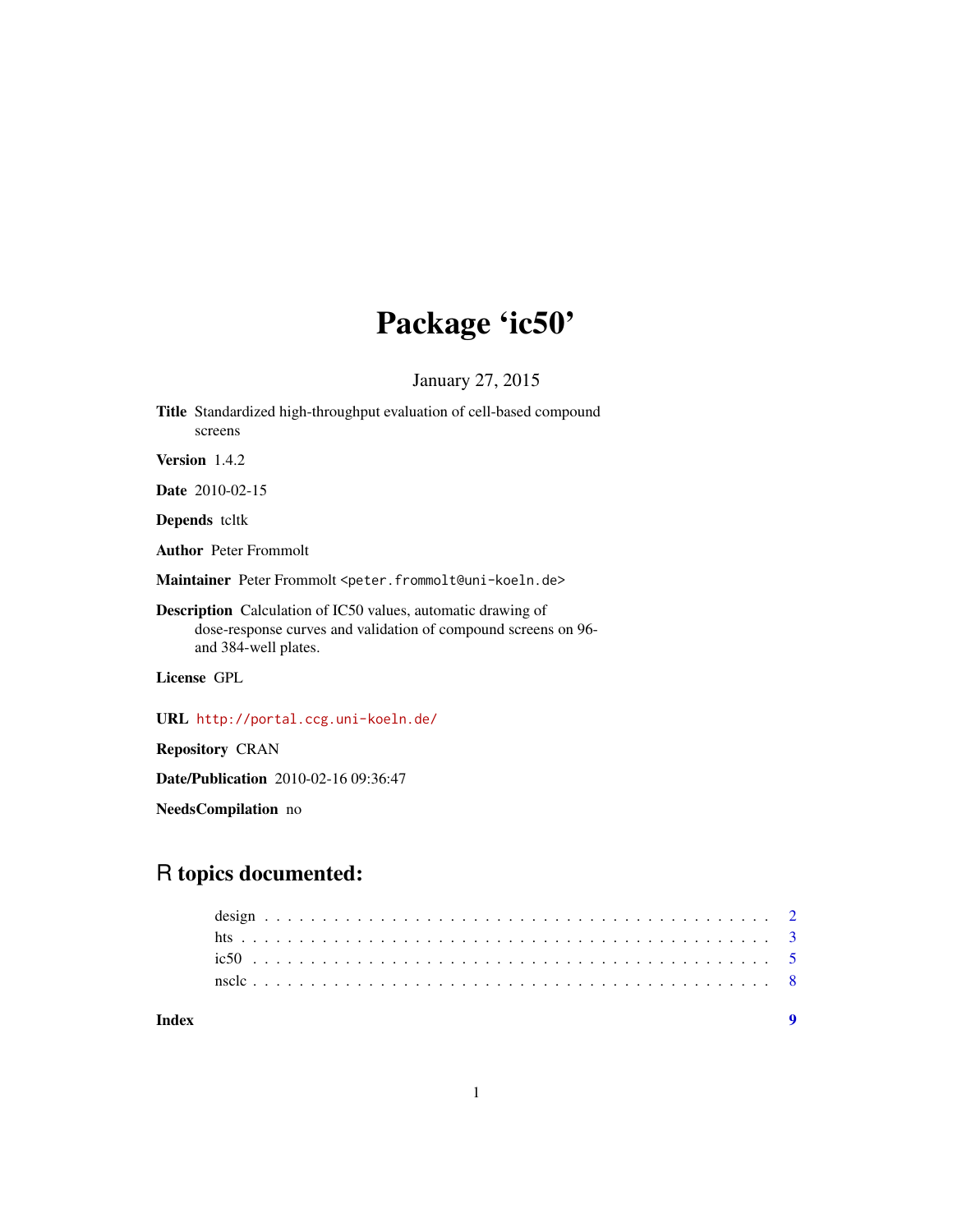# Package 'ic50'

January 27, 2015

**Title** Standardized high-throughput evaluation of cell-based compound screens

**Version** 1.4.2

**Date** 2010-02-15

**Depends** tcltk

**Author** Peter Frommolt

**Maintainer** Peter Frommolt <peter.frommolt@uni-koeln.de>

**Description** Calculation of IC50 values, automatic drawing of dose-response curves and validation of compound screens on 96- and 384-well plates.

**License** GPL

**URL** http://portal.ccg.uni-koeln.de/

**Repository** CRAN

**Date/Publication** 2010-02-16 09:36:47

**NeedsCompilation** no

## R topics documented:

- design . . . . . . . . . . . . . . . . . . . . . . . . . . . . . . . . . . . . . . . . . . . 2
- hts . . . . . . . . . . . . . . . . . . . . . . . . . . . . . . . . . . . . . . . . . . . . . 3
- ic50 . . . . . . . . . . . . . . . . . . . . . . . . . . . . . . . . . . . . . . . . . . . . 5
- nsclc . . . . . . . . . . . . . . . . . . . . . . . . . . . . . . . . . . . . . . . . . . . 8

**Index** 9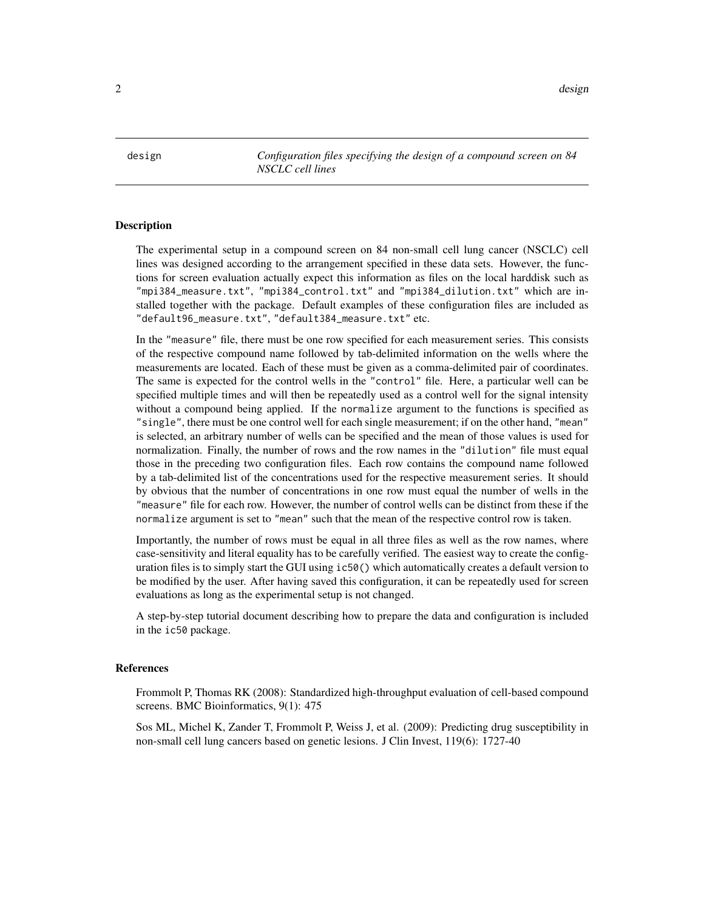design *Configuration files specifying the design of a compound screen on 84 NSCLC cell lines*

## Description

The experimental setup in a compound screen on 84 non-small cell lung cancer (NSCLC) cell lines was designed according to the arrangement specified in these data sets. However, the functions for screen evaluation actually expect this information as files on the local harddisk such as `"mpi384_measure.txt"`, `"mpi384_control.txt"` and `"mpi384_dilution.txt"` which are installed together with the package. Default examples of these configuration files are included as `"default96_measure.txt"`, `"default384_measure.txt"` etc.

In the `"measure"` file, there must be one row specified for each measurement series. This consists of the respective compound name followed by tab-delimited information on the wells where the measurements are located. Each of these must be given as a comma-delimited pair of coordinates. The same is expected for the control wells in the `"control"` file. Here, a particular well can be specified multiple times and will then be repeatedly used as a control well for the signal intensity without a compound being applied. If the `normalize` argument to the functions is specified as `"single"`, there must be one control well for each single measurement; if on the other hand, `"mean"` is selected, an arbitrary number of wells can be specified and the mean of those values is used for normalization. Finally, the number of rows and the row names in the `"dilution"` file must equal those in the preceding two configuration files. Each row contains the compound name followed by a tab-delimited list of the concentrations used for the respective measurement series. It should by obvious that the number of concentrations in one row must equal the number of wells in the `"measure"` file for each row. However, the number of control wells can be distinct from these if the `normalize` argument is set to `"mean"` such that the mean of the respective control row is taken.

Importantly, the number of rows must be equal in all three files as well as the row names, where case-sensitivity and literal equality has to be carefully verified. The easiest way to create the configuration files is to simply start the GUI using `ic50()` which automatically creates a default version to be modified by the user. After having saved this configuration, it can be repeatedly used for screen evaluations as long as the experimental setup is not changed.

A step-by-step tutorial document describing how to prepare the data and configuration is included in the `ic50` package.

## References

Frommolt P, Thomas RK (2008): Standardized high-throughput evaluation of cell-based compound screens. BMC Bioinformatics, 9(1): 475

Sos ML, Michel K, Zander T, Frommolt P, Weiss J, et al. (2009): Predicting drug susceptibility in non-small cell lung cancers based on genetic lesions. J Clin Invest, 119(6): 1727-40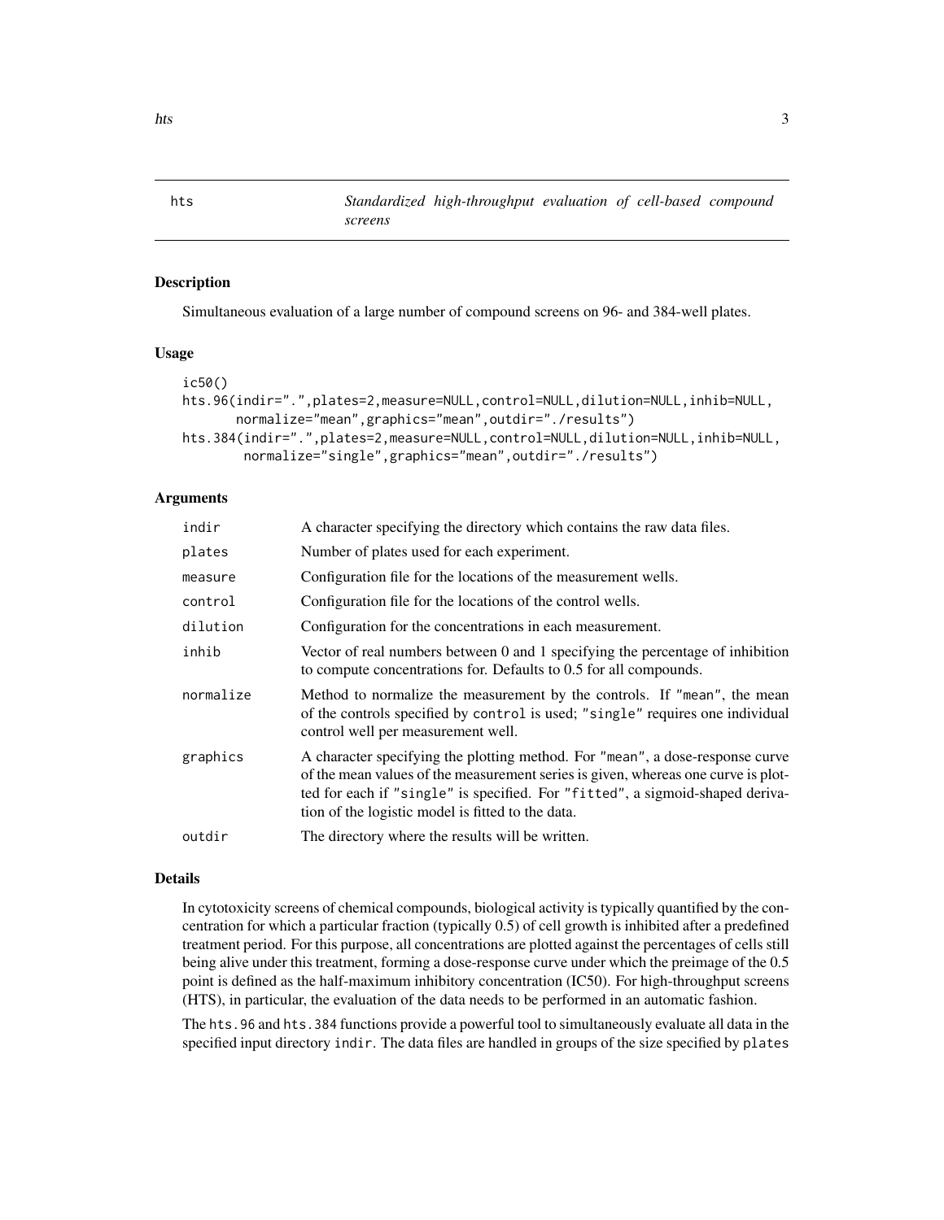hts — *Standardized high-throughput evaluation of cell-based compound screens*

### Description

Simultaneous evaluation of a large number of compound screens on 96- and 384-well plates.

### Usage

```
ic50()
hts.96(indir=".",plates=2,measure=NULL,control=NULL,dilution=NULL,inhib=NULL,
       normalize="mean",graphics="mean",outdir="./results")
hts.384(indir=".",plates=2,measure=NULL,control=NULL,dilution=NULL,inhib=NULL,
        normalize="single",graphics="mean",outdir="./results")
```

### Arguments

| | |
|---|---|
| `indir` | A character specifying the directory which contains the raw data files. |
| `plates` | Number of plates used for each experiment. |
| `measure` | Configuration file for the locations of the measurement wells. |
| `control` | Configuration file for the locations of the control wells. |
| `dilution` | Configuration for the concentrations in each measurement. |
| `inhib` | Vector of real numbers between 0 and 1 specifying the percentage of inhibition to compute concentrations for. Defaults to 0.5 for all compounds. |
| `normalize` | Method to normalize the measurement by the controls. If `"mean"`, the mean of the controls specified by `control` is used; `"single"` requires one individual control well per measurement well. |
| `graphics` | A character specifying the plotting method. For `"mean"`, a dose-response curve of the mean values of the measurement series is given, whereas one curve is plotted for each if `"single"` is specified. For `"fitted"`, a sigmoid-shaped derivation of the logistic model is fitted to the data. |
| `outdir` | The directory where the results will be written. |

### Details

In cytotoxicity screens of chemical compounds, biological activity is typically quantified by the concentration for which a particular fraction (typically 0.5) of cell growth is inhibited after a predefined treatment period. For this purpose, all concentrations are plotted against the percentages of cells still being alive under this treatment, forming a dose-response curve under which the preimage of the 0.5 point is defined as the half-maximum inhibitory concentration (IC50). For high-throughput screens (HTS), in particular, the evaluation of the data needs to be performed in an automatic fashion.

The `hts.96` and `hts.384` functions provide a powerful tool to simultaneously evaluate all data in the specified input directory `indir`. The data files are handled in groups of the size specified by `plates`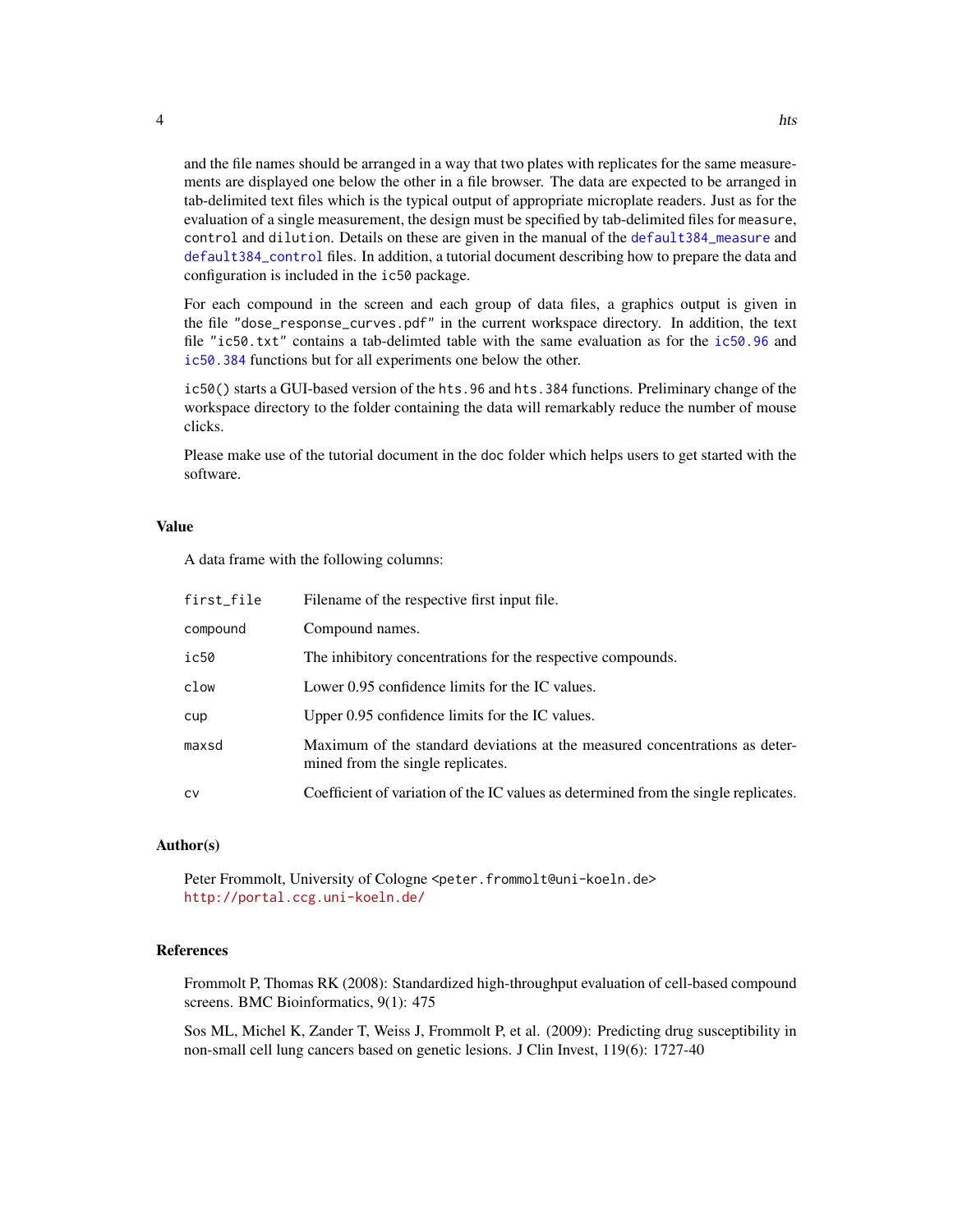and the file names should be arranged in a way that two plates with replicates for the same measurements are displayed one below the other in a file browser. The data are expected to be arranged in tab-delimited text files which is the typical output of appropriate microplate readers. Just as for the evaluation of a single measurement, the design must be specified by tab-delimited files for `measure`, `control` and `dilution`. Details on these are given in the manual of the `default384_measure` and `default384_control` files. In addition, a tutorial document describing how to prepare the data and configuration is included in the `ic50` package.

For each compound in the screen and each group of data files, a graphics output is given in the file `"dose_response_curves.pdf"` in the current workspace directory. In addition, the text file `"ic50.txt"` contains a tab-delimted table with the same evaluation as for the `ic50.96` and `ic50.384` functions but for all experiments one below the other.

`ic50()` starts a GUI-based version of the `hts.96` and `hts.384` functions. Preliminary change of the workspace directory to the folder containing the data will remarkably reduce the number of mouse clicks.

Please make use of the tutorial document in the `doc` folder which helps users to get started with the software.

## Value

A data frame with the following columns:

| | |
|---|---|
| `first_file` | Filename of the respective first input file. |
| `compound` | Compound names. |
| `ic50` | The inhibitory concentrations for the respective compounds. |
| `clow` | Lower 0.95 confidence limits for the IC values. |
| `cup` | Upper 0.95 confidence limits for the IC values. |
| `maxsd` | Maximum of the standard deviations at the measured concentrations as determined from the single replicates. |
| `cv` | Coefficient of variation of the IC values as determined from the single replicates. |

## Author(s)

Peter Frommolt, University of Cologne <peter.frommolt@uni-koeln.de>
http://portal.ccg.uni-koeln.de/

## References

Frommolt P, Thomas RK (2008): Standardized high-throughput evaluation of cell-based compound screens. BMC Bioinformatics, 9(1): 475

Sos ML, Michel K, Zander T, Weiss J, Frommolt P, et al. (2009): Predicting drug susceptibility in non-small cell lung cancers based on genetic lesions. J Clin Invest, 119(6): 1727-40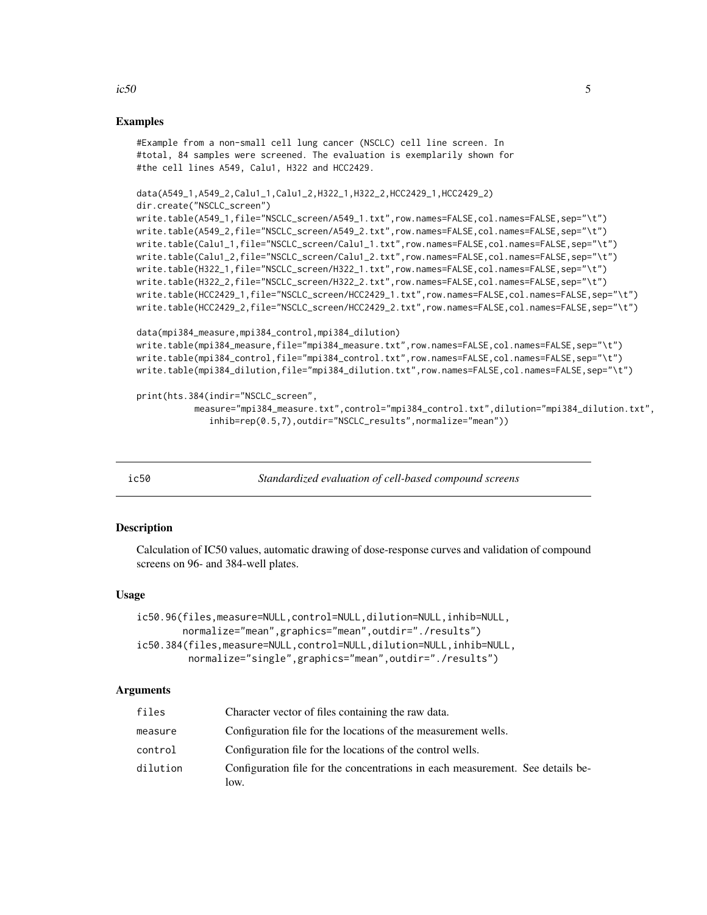### Examples

```
#Example from a non-small cell lung cancer (NSCLC) cell line screen. In
#total, 84 samples were screened. The evaluation is exemplarily shown for
#the cell lines A549, Calu1, H322 and HCC2429.

data(A549_1,A549_2,Calu1_1,Calu1_2,H322_1,H322_2,HCC2429_1,HCC2429_2)
dir.create("NSCLC_screen")
write.table(A549_1,file="NSCLC_screen/A549_1.txt",row.names=FALSE,col.names=FALSE,sep="\t")
write.table(A549_2,file="NSCLC_screen/A549_2.txt",row.names=FALSE,col.names=FALSE,sep="\t")
write.table(Calu1_1,file="NSCLC_screen/Calu1_1.txt",row.names=FALSE,col.names=FALSE,sep="\t")
write.table(Calu1_2,file="NSCLC_screen/Calu1_2.txt",row.names=FALSE,col.names=FALSE,sep="\t")
write.table(H322_1,file="NSCLC_screen/H322_1.txt",row.names=FALSE,col.names=FALSE,sep="\t")
write.table(H322_2,file="NSCLC_screen/H322_2.txt",row.names=FALSE,col.names=FALSE,sep="\t")
write.table(HCC2429_1,file="NSCLC_screen/HCC2429_1.txt",row.names=FALSE,col.names=FALSE,sep="\t")
write.table(HCC2429_2,file="NSCLC_screen/HCC2429_2.txt",row.names=FALSE,col.names=FALSE,sep="\t")

data(mpi384_measure,mpi384_control,mpi384_dilution)
write.table(mpi384_measure,file="mpi384_measure.txt",row.names=FALSE,col.names=FALSE,sep="\t")
write.table(mpi384_control,file="mpi384_control.txt",row.names=FALSE,col.names=FALSE,sep="\t")
write.table(mpi384_dilution,file="mpi384_dilution.txt",row.names=FALSE,col.names=FALSE,sep="\t")

print(hts.384(indir="NSCLC_screen",
          measure="mpi384_measure.txt",control="mpi384_control.txt",dilution="mpi384_dilution.txt",
             inhib=rep(0.5,7),outdir="NSCLC_results",normalize="mean"))
```

---

## ic50 — *Standardized evaluation of cell-based compound screens*

---

### Description

Calculation of IC50 values, automatic drawing of dose-response curves and validation of compound screens on 96- and 384-well plates.

### Usage

```
ic50.96(files,measure=NULL,control=NULL,dilution=NULL,inhib=NULL,
        normalize="mean",graphics="mean",outdir="./results")
ic50.384(files,measure=NULL,control=NULL,dilution=NULL,inhib=NULL,
         normalize="single",graphics="mean",outdir="./results")
```

### Arguments

| | |
|---|---|
| files | Character vector of files containing the raw data. |
| measure | Configuration file for the locations of the measurement wells. |
| control | Configuration file for the locations of the control wells. |
| dilution | Configuration file for the concentrations in each measurement. See details below. |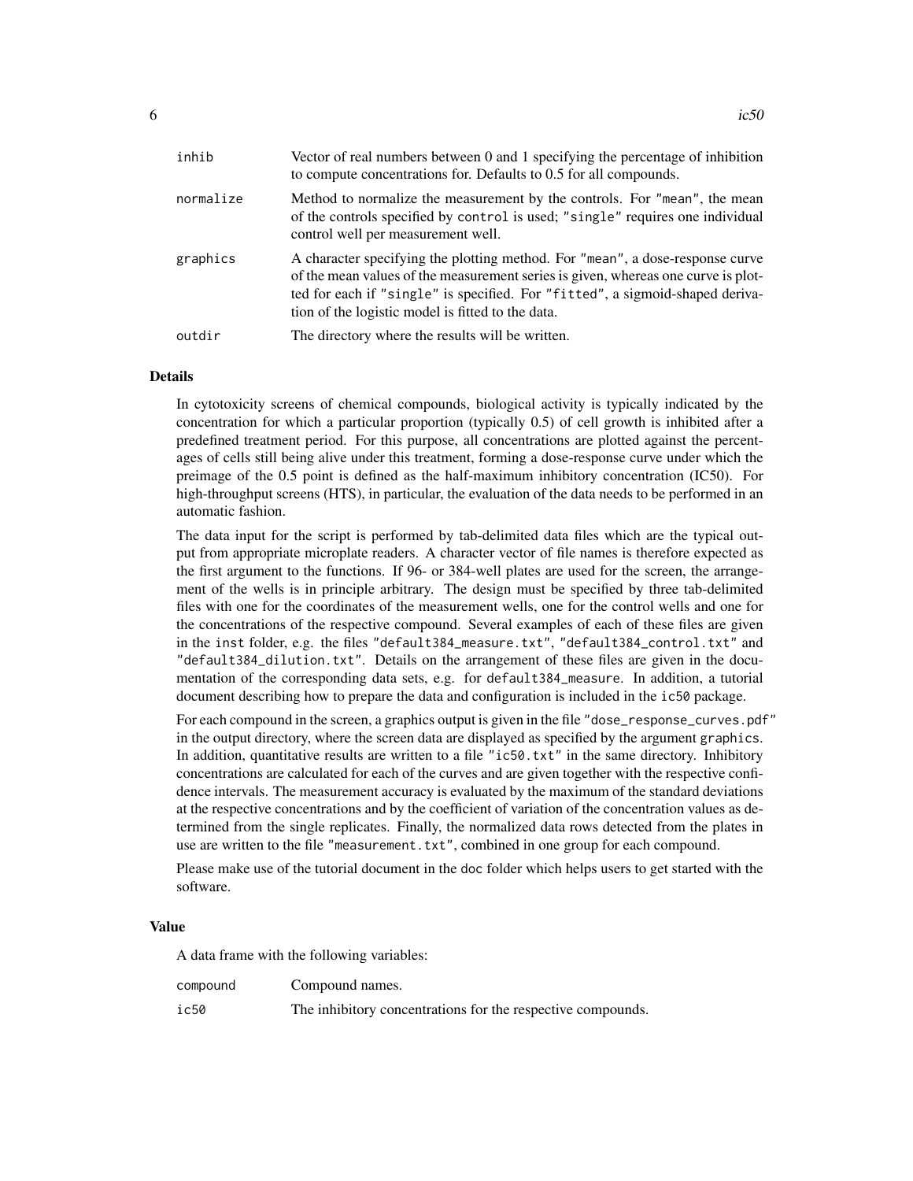| | |
|---|---|
| `inhib` | Vector of real numbers between 0 and 1 specifying the percentage of inhibition to compute concentrations for. Defaults to 0.5 for all compounds. |
| `normalize` | Method to normalize the measurement by the controls. For `"mean"`, the mean of the controls specified by `control` is used; `"single"` requires one individual control well per measurement well. |
| `graphics` | A character specifying the plotting method. For `"mean"`, a dose-response curve of the mean values of the measurement series is given, whereas one curve is plotted for each if `"single"` is specified. For `"fitted"`, a sigmoid-shaped derivation of the logistic model is fitted to the data. |
| `outdir` | The directory where the results will be written. |

### Details

In cytotoxicity screens of chemical compounds, biological activity is typically indicated by the concentration for which a particular proportion (typically 0.5) of cell growth is inhibited after a predefined treatment period. For this purpose, all concentrations are plotted against the percentages of cells still being alive under this treatment, forming a dose-response curve under which the preimage of the 0.5 point is defined as the half-maximum inhibitory concentration (IC50). For high-throughput screens (HTS), in particular, the evaluation of the data needs to be performed in an automatic fashion.

The data input for the script is performed by tab-delimited data files which are the typical output from appropriate microplate readers. A character vector of file names is therefore expected as the first argument to the functions. If 96- or 384-well plates are used for the screen, the arrangement of the wells is in principle arbitrary. The design must be specified by three tab-delimited files with one for the coordinates of the measurement wells, one for the control wells and one for the concentrations of the respective compound. Several examples of each of these files are given in the `inst` folder, e.g. the files `"default384_measure.txt"`, `"default384_control.txt"` and `"default384_dilution.txt"`. Details on the arrangement of these files are given in the documentation of the corresponding data sets, e.g. for `default384_measure`. In addition, a tutorial document describing how to prepare the data and configuration is included in the `ic50` package.

For each compound in the screen, a graphics output is given in the file `"dose_response_curves.pdf"` in the output directory, where the screen data are displayed as specified by the argument `graphics`. In addition, quantitative results are written to a file `"ic50.txt"` in the same directory. Inhibitory concentrations are calculated for each of the curves and are given together with the respective confidence intervals. The measurement accuracy is evaluated by the maximum of the standard deviations at the respective concentrations and by the coefficient of variation of the concentration values as determined from the single replicates. Finally, the normalized data rows detected from the plates in use are written to the file `"measurement.txt"`, combined in one group for each compound.

Please make use of the tutorial document in the `doc` folder which helps users to get started with the software.

### Value

A data frame with the following variables:

| | |
|---|---|
| `compound` | Compound names. |
| `ic50` | The inhibitory concentrations for the respective compounds. |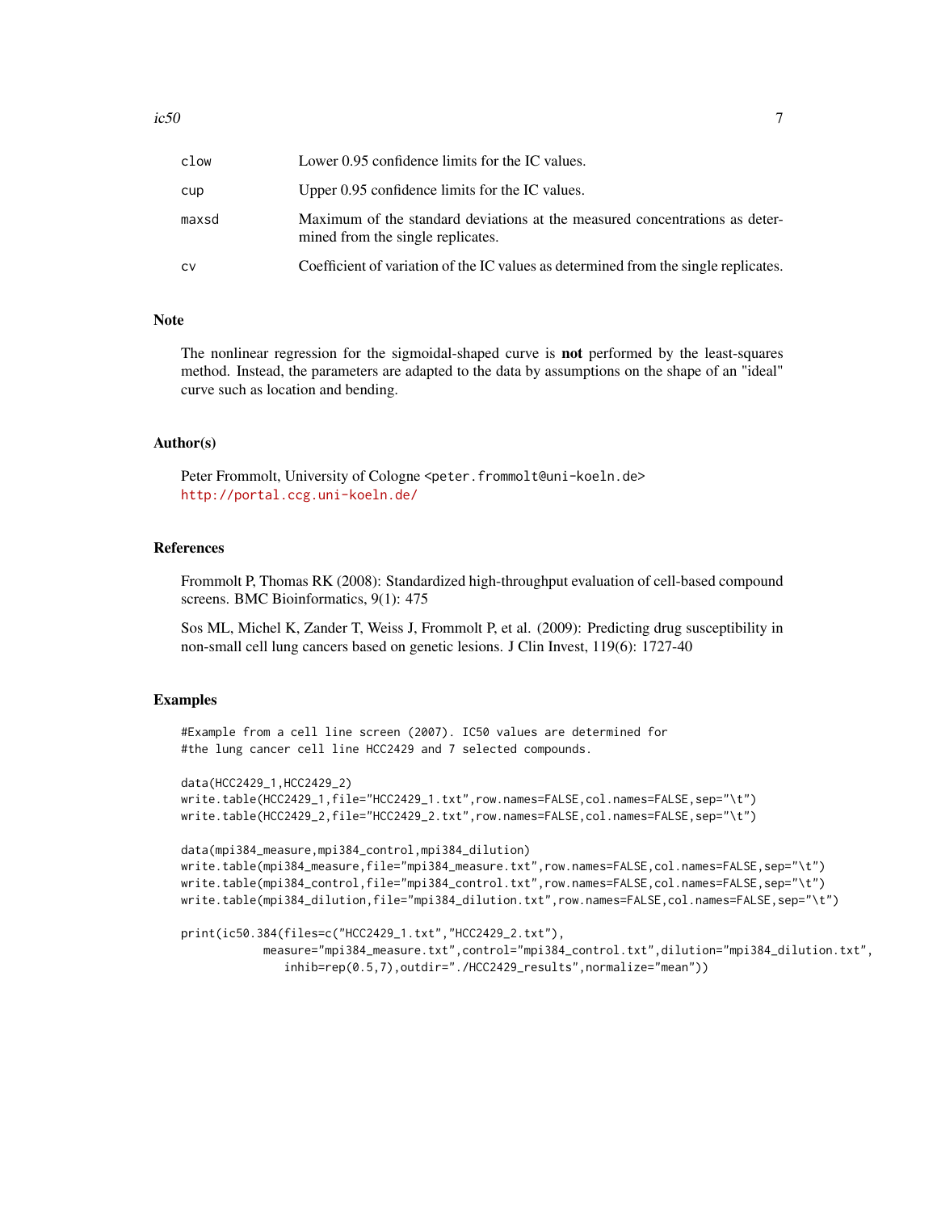| | |
|---|---|
| clow | Lower 0.95 confidence limits for the IC values. |
| cup | Upper 0.95 confidence limits for the IC values. |
| maxsd | Maximum of the standard deviations at the measured concentrations as determined from the single replicates. |
| cv | Coefficient of variation of the IC values as determined from the single replicates. |

## Note

The nonlinear regression for the sigmoidal-shaped curve is **not** performed by the least-squares method. Instead, the parameters are adapted to the data by assumptions on the shape of an "ideal" curve such as location and bending.

## Author(s)

Peter Frommolt, University of Cologne <peter.frommolt@uni-koeln.de>
http://portal.ccg.uni-koeln.de/

## References

Frommolt P, Thomas RK (2008): Standardized high-throughput evaluation of cell-based compound screens. BMC Bioinformatics, 9(1): 475

Sos ML, Michel K, Zander T, Weiss J, Frommolt P, et al. (2009): Predicting drug susceptibility in non-small cell lung cancers based on genetic lesions. J Clin Invest, 119(6): 1727-40

## Examples

```
#Example from a cell line screen (2007). IC50 values are determined for
#the lung cancer cell line HCC2429 and 7 selected compounds.

data(HCC2429_1,HCC2429_2)
write.table(HCC2429_1,file="HCC2429_1.txt",row.names=FALSE,col.names=FALSE,sep="\t")
write.table(HCC2429_2,file="HCC2429_2.txt",row.names=FALSE,col.names=FALSE,sep="\t")

data(mpi384_measure,mpi384_control,mpi384_dilution)
write.table(mpi384_measure,file="mpi384_measure.txt",row.names=FALSE,col.names=FALSE,sep="\t")
write.table(mpi384_control,file="mpi384_control.txt",row.names=FALSE,col.names=FALSE,sep="\t")
write.table(mpi384_dilution,file="mpi384_dilution.txt",row.names=FALSE,col.names=FALSE,sep="\t")

print(ic50.384(files=c("HCC2429_1.txt","HCC2429_2.txt"),
        measure="mpi384_measure.txt",control="mpi384_control.txt",dilution="mpi384_dilution.txt",
          inhib=rep(0.5,7),outdir="./HCC2429_results",normalize="mean"))
```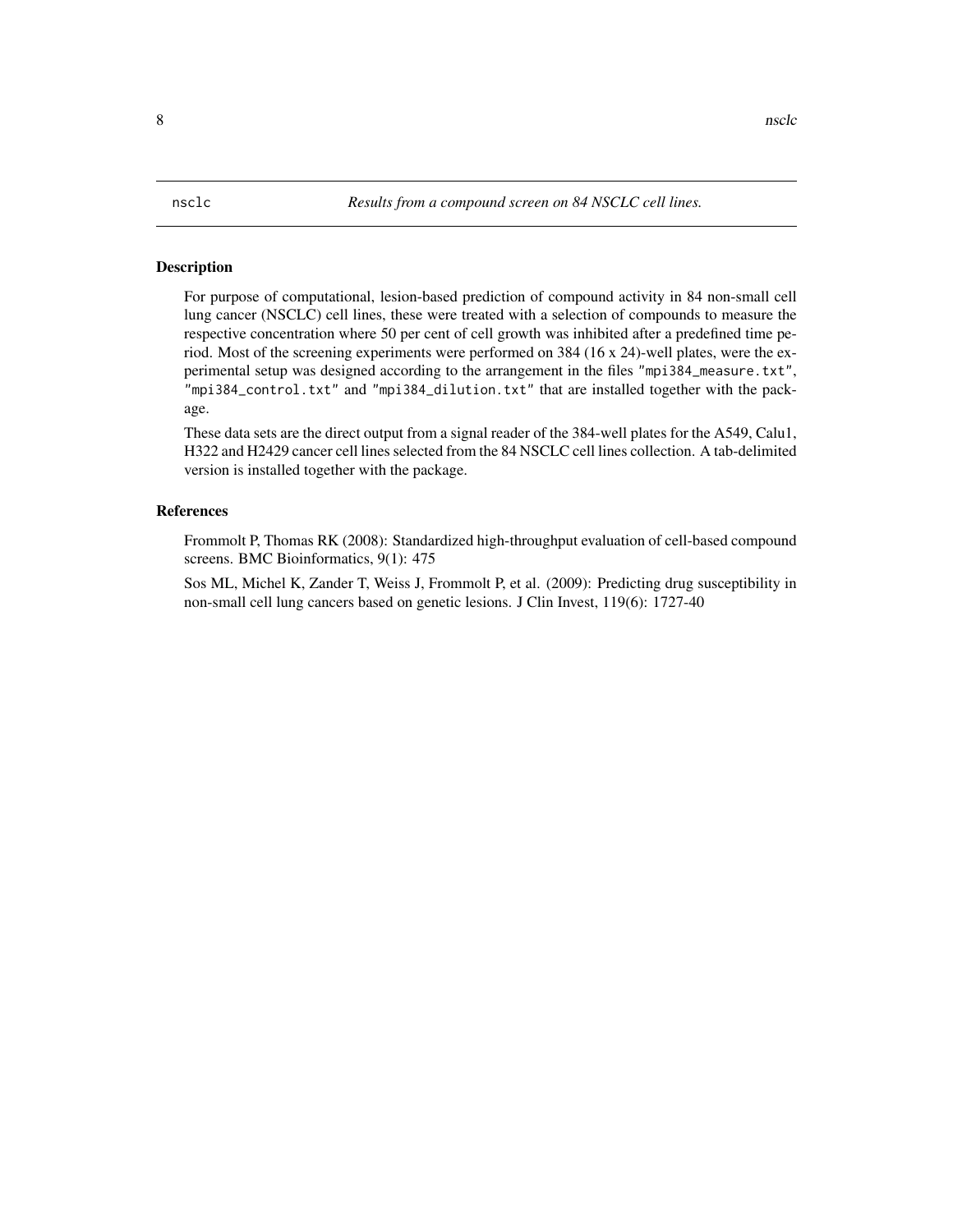nsclc *Results from a compound screen on 84 NSCLC cell lines.*

## Description

For purpose of computational, lesion-based prediction of compound activity in 84 non-small cell lung cancer (NSCLC) cell lines, these were treated with a selection of compounds to measure the respective concentration where 50 per cent of cell growth was inhibited after a predefined time period. Most of the screening experiments were performed on 384 (16 x 24)-well plates, were the experimental setup was designed according to the arrangement in the files "mpi384_measure.txt", "mpi384_control.txt" and "mpi384_dilution.txt" that are installed together with the package.

These data sets are the direct output from a signal reader of the 384-well plates for the A549, Calu1, H322 and H2429 cancer cell lines selected from the 84 NSCLC cell lines collection. A tab-delimited version is installed together with the package.

## References

Frommolt P, Thomas RK (2008): Standardized high-throughput evaluation of cell-based compound screens. BMC Bioinformatics, 9(1): 475

Sos ML, Michel K, Zander T, Weiss J, Frommolt P, et al. (2009): Predicting drug susceptibility in non-small cell lung cancers based on genetic lesions. J Clin Invest, 119(6): 1727-40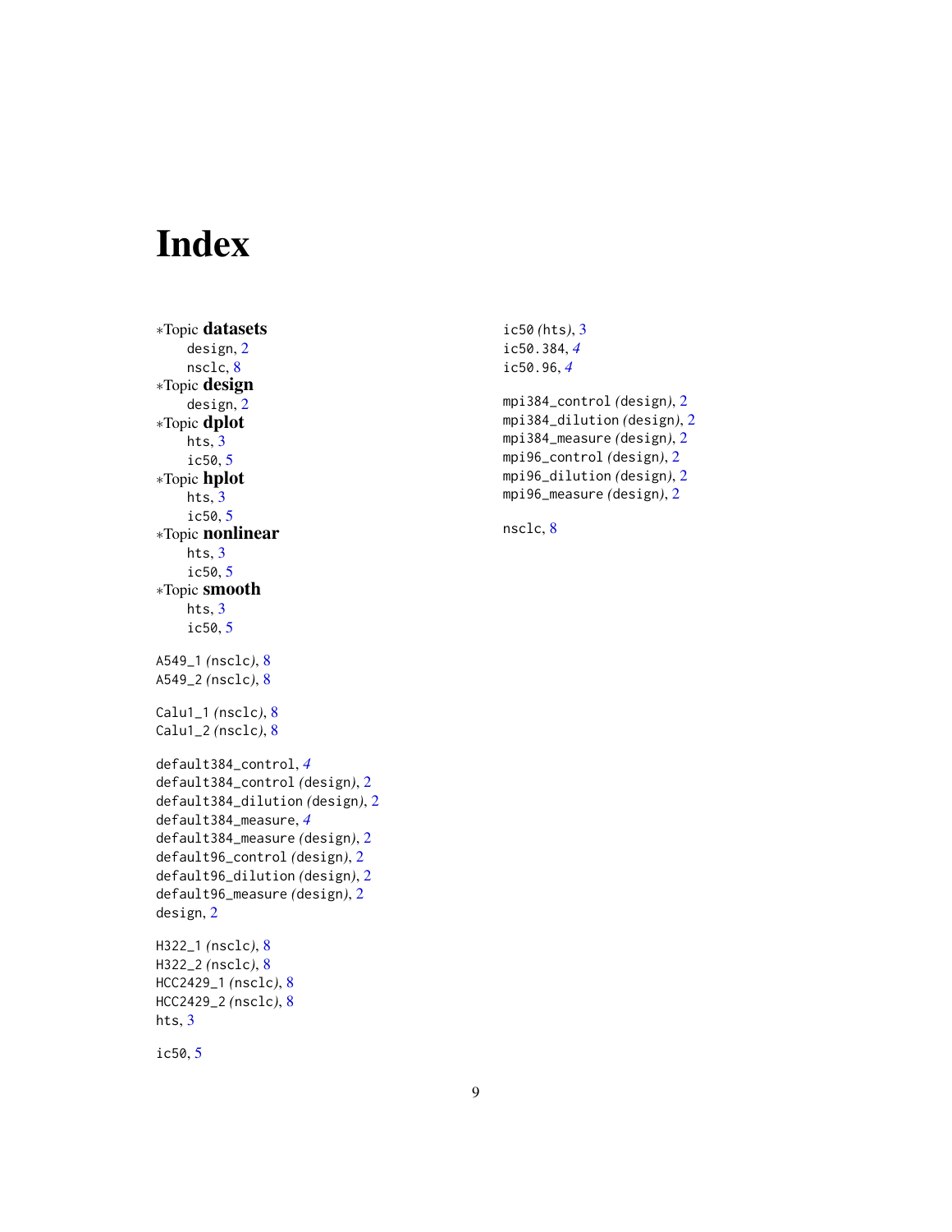# Index

*Topic **datasets**
- design, 2
- nsclc, 8

*Topic **design**
- design, 2

*Topic **dplot**
- hts, 3
- ic50, 5

*Topic **hplot**
- hts, 3
- ic50, 5

*Topic **nonlinear**
- hts, 3
- ic50, 5

*Topic **smooth**
- hts, 3
- ic50, 5

A549_1 *(nsclc)*, 8
A549_2 *(nsclc)*, 8

Calu1_1 *(nsclc)*, 8
Calu1_2 *(nsclc)*, 8

default384_control, *4*
default384_control *(design)*, 2
default384_dilution *(design)*, 2
default384_measure, *4*
default384_measure *(design)*, 2
default96_control *(design)*, 2
default96_dilution *(design)*, 2
default96_measure *(design)*, 2
design, 2

H322_1 *(nsclc)*, 8
H322_2 *(nsclc)*, 8
HCC2429_1 *(nsclc)*, 8
HCC2429_2 *(nsclc)*, 8
hts, 3

ic50, 5
ic50 *(hts)*, 3
ic50.384, *4*
ic50.96, *4*

mpi384_control *(design)*, 2
mpi384_dilution *(design)*, 2
mpi384_measure *(design)*, 2
mpi96_control *(design)*, 2
mpi96_dilution *(design)*, 2
mpi96_measure *(design)*, 2

nsclc, 8